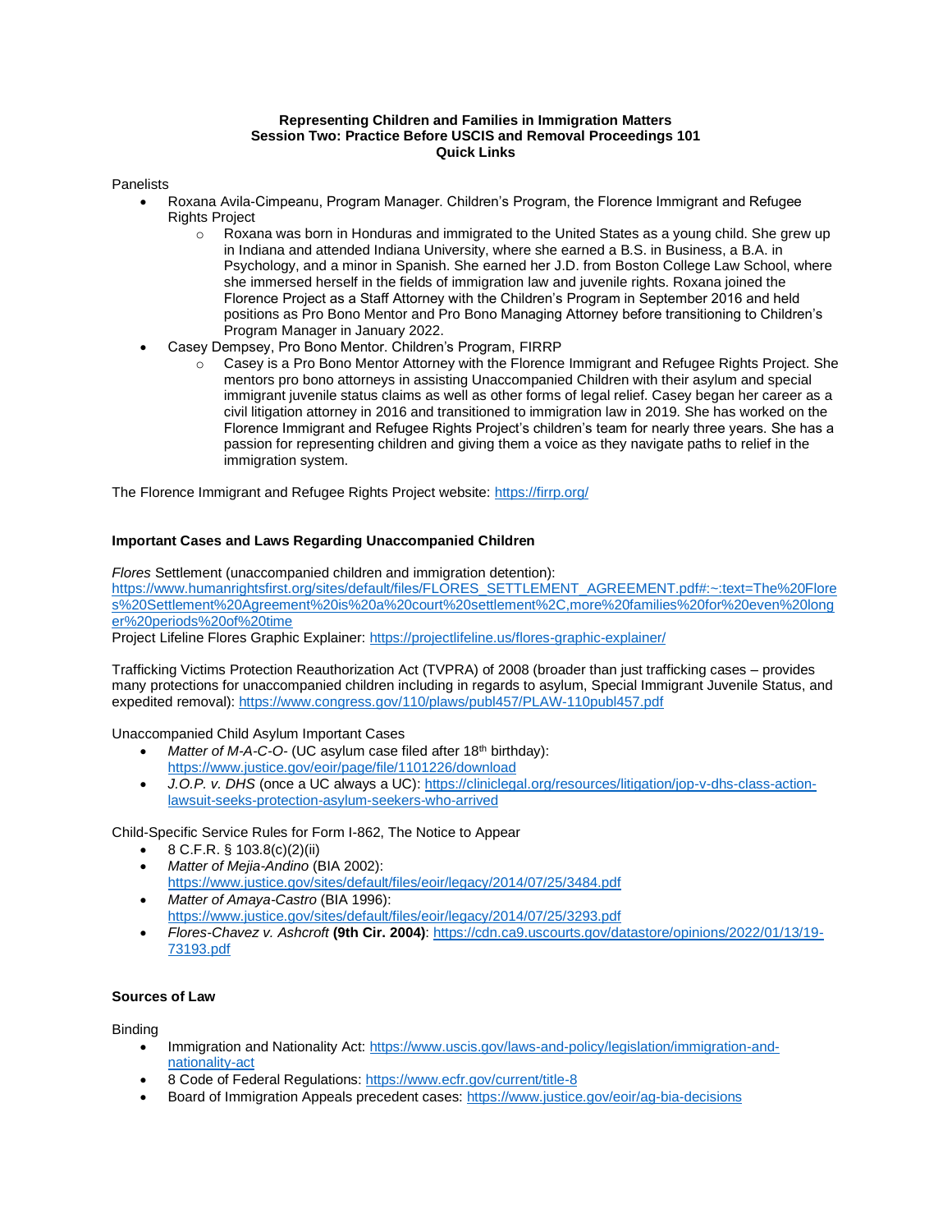**Representing Children and Families in Immigration Matters**
**Session Two: Practice Before USCIS and Removal Proceedings 101**
**Quick Links**

Panelists

- Roxana Avila-Cimpeanu, Program Manager. Children's Program, the Florence Immigrant and Refugee Rights Project
  - Roxana was born in Honduras and immigrated to the United States as a young child. She grew up in Indiana and attended Indiana University, where she earned a B.S. in Business, a B.A. in Psychology, and a minor in Spanish. She earned her J.D. from Boston College Law School, where she immersed herself in the fields of immigration law and juvenile rights. Roxana joined the Florence Project as a Staff Attorney with the Children's Program in September 2016 and held positions as Pro Bono Mentor and Pro Bono Managing Attorney before transitioning to Children's Program Manager in January 2022.
- Casey Dempsey, Pro Bono Mentor. Children's Program, FIRRP
  - Casey is a Pro Bono Mentor Attorney with the Florence Immigrant and Refugee Rights Project. She mentors pro bono attorneys in assisting Unaccompanied Children with their asylum and special immigrant juvenile status claims as well as other forms of legal relief. Casey began her career as a civil litigation attorney in 2016 and transitioned to immigration law in 2019. She has worked on the Florence Immigrant and Refugee Rights Project's children's team for nearly three years. She has a passion for representing children and giving them a voice as they navigate paths to relief in the immigration system.

The Florence Immigrant and Refugee Rights Project website: https://firrp.org/

**Important Cases and Laws Regarding Unaccompanied Children**

*Flores* Settlement (unaccompanied children and immigration detention): https://www.humanrightsfirst.org/sites/default/files/FLORES_SETTLEMENT_AGREEMENT.pdf#:~:text=The%20Flores%20Settlement%20Agreement%20is%20a%20court%20settlement%2C,more%20families%20for%20even%20longer%20periods%20of%20time
Project Lifeline Flores Graphic Explainer: https://projectlifeline.us/flores-graphic-explainer/

Trafficking Victims Protection Reauthorization Act (TVPRA) of 2008 (broader than just trafficking cases – provides many protections for unaccompanied children including in regards to asylum, Special Immigrant Juvenile Status, and expedited removal): https://www.congress.gov/110/plaws/publ457/PLAW-110publ457.pdf

Unaccompanied Child Asylum Important Cases

- *Matter of M-A-C-O-* (UC asylum case filed after 18th birthday): https://www.justice.gov/eoir/page/file/1101226/download
- *J.O.P. v. DHS* (once a UC always a UC): https://cliniclegal.org/resources/litigation/jop-v-dhs-class-action-lawsuit-seeks-protection-asylum-seekers-who-arrived

Child-Specific Service Rules for Form I-862, The Notice to Appear

- 8 C.F.R. § 103.8(c)(2)(ii)
- *Matter of Mejia-Andino* (BIA 2002): https://www.justice.gov/sites/default/files/eoir/legacy/2014/07/25/3484.pdf
- *Matter of Amaya-Castro* (BIA 1996): https://www.justice.gov/sites/default/files/eoir/legacy/2014/07/25/3293.pdf
- *Flores-Chavez v. Ashcroft* **(9th Cir. 2004)**: https://cdn.ca9.uscourts.gov/datastore/opinions/2022/01/13/19-73193.pdf

**Sources of Law**

Binding

- Immigration and Nationality Act: https://www.uscis.gov/laws-and-policy/legislation/immigration-and-nationality-act
- 8 Code of Federal Regulations: https://www.ecfr.gov/current/title-8
- Board of Immigration Appeals precedent cases: https://www.justice.gov/eoir/ag-bia-decisions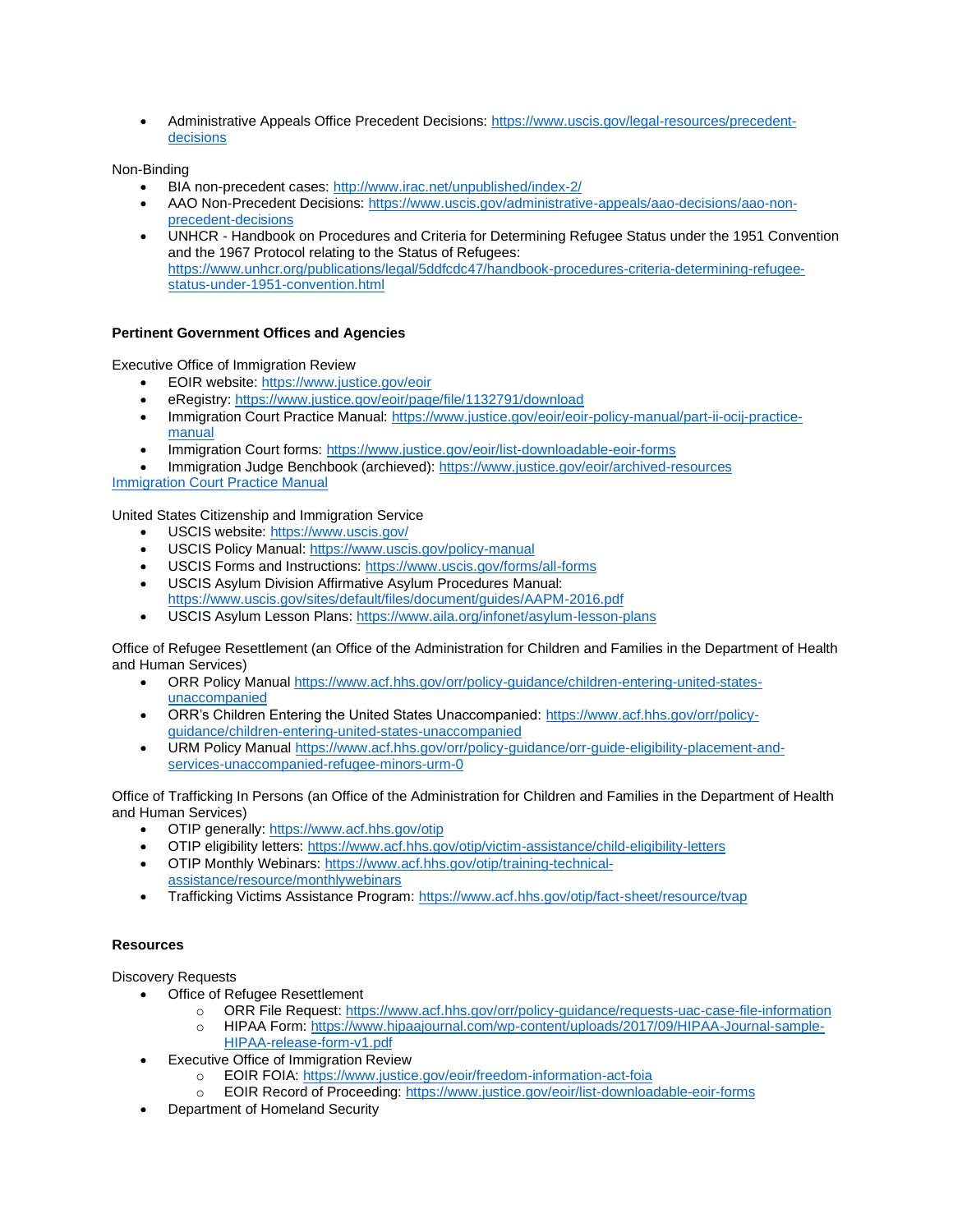- Administrative Appeals Office Precedent Decisions: https://www.uscis.gov/legal-resources/precedent-decisions

Non-Binding

- BIA non-precedent cases: http://www.irac.net/unpublished/index-2/
- AAO Non-Precedent Decisions: https://www.uscis.gov/administrative-appeals/aao-decisions/aao-non-precedent-decisions
- UNHCR - Handbook on Procedures and Criteria for Determining Refugee Status under the 1951 Convention and the 1967 Protocol relating to the Status of Refugees: https://www.unhcr.org/publications/legal/5ddfcdc47/handbook-procedures-criteria-determining-refugee-status-under-1951-convention.html

**Pertinent Government Offices and Agencies**

Executive Office of Immigration Review

- EOIR website: https://www.justice.gov/eoir
- eRegistry: https://www.justice.gov/eoir/page/file/1132791/download
- Immigration Court Practice Manual: https://www.justice.gov/eoir/eoir-policy-manual/part-ii-ocij-practice-manual
- Immigration Court forms: https://www.justice.gov/eoir/list-downloadable-eoir-forms
- Immigration Judge Benchbook (archieved): https://www.justice.gov/eoir/archived-resources

Immigration Court Practice Manual

United States Citizenship and Immigration Service

- USCIS website: https://www.uscis.gov/
- USCIS Policy Manual: https://www.uscis.gov/policy-manual
- USCIS Forms and Instructions: https://www.uscis.gov/forms/all-forms
- USCIS Asylum Division Affirmative Asylum Procedures Manual: https://www.uscis.gov/sites/default/files/document/guides/AAPM-2016.pdf
- USCIS Asylum Lesson Plans: https://www.aila.org/infonet/asylum-lesson-plans

Office of Refugee Resettlement (an Office of the Administration for Children and Families in the Department of Health and Human Services)

- ORR Policy Manual https://www.acf.hhs.gov/orr/policy-guidance/children-entering-united-states-unaccompanied
- ORR's Children Entering the United States Unaccompanied: https://www.acf.hhs.gov/orr/policy-guidance/children-entering-united-states-unaccompanied
- URM Policy Manual https://www.acf.hhs.gov/orr/policy-guidance/orr-guide-eligibility-placement-and-services-unaccompanied-refugee-minors-urm-0

Office of Trafficking In Persons (an Office of the Administration for Children and Families in the Department of Health and Human Services)

- OTIP generally: https://www.acf.hhs.gov/otip
- OTIP eligibility letters: https://www.acf.hhs.gov/otip/victim-assistance/child-eligibility-letters
- OTIP Monthly Webinars: https://www.acf.hhs.gov/otip/training-technical-assistance/resource/monthlywebinars
- Trafficking Victims Assistance Program: https://www.acf.hhs.gov/otip/fact-sheet/resource/tvap

**Resources**

Discovery Requests

- Office of Refugee Resettlement
  - ORR File Request: https://www.acf.hhs.gov/orr/policy-guidance/requests-uac-case-file-information
  - HIPAA Form: https://www.hipaajournal.com/wp-content/uploads/2017/09/HIPAA-Journal-sample-HIPAA-release-form-v1.pdf
- Executive Office of Immigration Review
  - EOIR FOIA: https://www.justice.gov/eoir/freedom-information-act-foia
  - EOIR Record of Proceeding: https://www.justice.gov/eoir/list-downloadable-eoir-forms
- Department of Homeland Security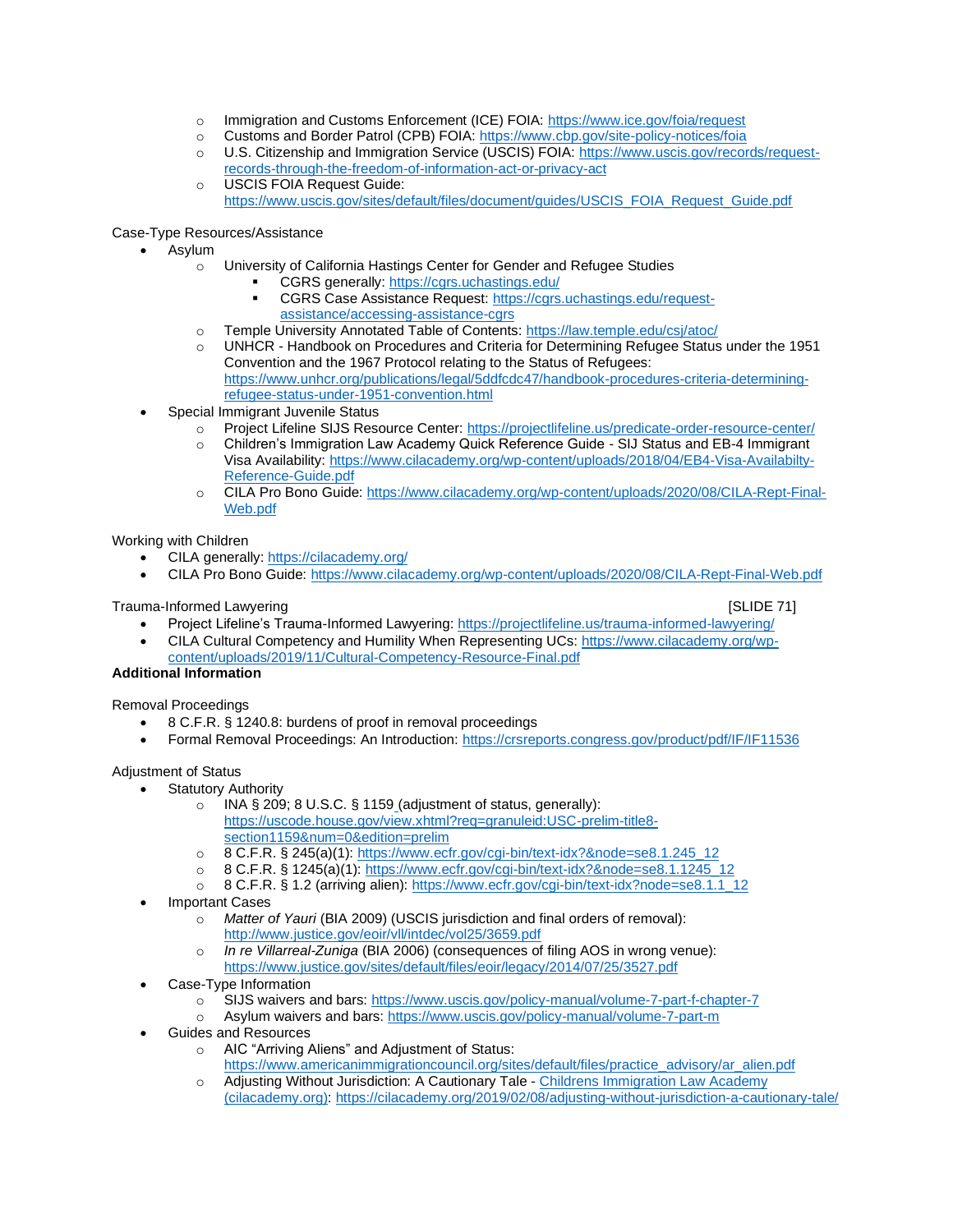- Immigration and Customs Enforcement (ICE) FOIA: https://www.ice.gov/foia/request
- Customs and Border Patrol (CPB) FOIA: https://www.cbp.gov/site-policy-notices/foia
- U.S. Citizenship and Immigration Service (USCIS) FOIA: https://www.uscis.gov/records/request-records-through-the-freedom-of-information-act-or-privacy-act
- USCIS FOIA Request Guide: https://www.uscis.gov/sites/default/files/document/guides/USCIS_FOIA_Request_Guide.pdf

Case-Type Resources/Assistance

- Asylum
  - University of California Hastings Center for Gender and Refugee Studies
    - CGRS generally: https://cgrs.uchastings.edu/
    - CGRS Case Assistance Request: https://cgrs.uchastings.edu/request-assistance/accessing-assistance-cgrs
  - Temple University Annotated Table of Contents: https://law.temple.edu/csj/atoc/
  - UNHCR - Handbook on Procedures and Criteria for Determining Refugee Status under the 1951 Convention and the 1967 Protocol relating to the Status of Refugees: https://www.unhcr.org/publications/legal/5ddfcdc47/handbook-procedures-criteria-determining-refugee-status-under-1951-convention.html
- Special Immigrant Juvenile Status
  - Project Lifeline SIJS Resource Center: https://projectlifeline.us/predicate-order-resource-center/
  - Children's Immigration Law Academy Quick Reference Guide - SIJ Status and EB-4 Immigrant Visa Availability: https://www.cilacademy.org/wp-content/uploads/2018/04/EB4-Visa-Availabilty-Reference-Guide.pdf
  - CILA Pro Bono Guide: https://www.cilacademy.org/wp-content/uploads/2020/08/CILA-Rept-Final-Web.pdf

Working with Children

- CILA generally: https://cilacademy.org/
- CILA Pro Bono Guide: https://www.cilacademy.org/wp-content/uploads/2020/08/CILA-Rept-Final-Web.pdf

Trauma-Informed Lawyering [SLIDE 71]

- Project Lifeline's Trauma-Informed Lawyering: https://projectlifeline.us/trauma-informed-lawyering/
- CILA Cultural Competency and Humility When Representing UCs: https://www.cilacademy.org/wp-content/uploads/2019/11/Cultural-Competency-Resource-Final.pdf

**Additional Information**

Removal Proceedings

- 8 C.F.R. § 1240.8: burdens of proof in removal proceedings
- Formal Removal Proceedings: An Introduction: https://crsreports.congress.gov/product/pdf/IF/IF11536

Adjustment of Status

- Statutory Authority
  - INA § 209; 8 U.S.C. § 1159 (adjustment of status, generally): https://uscode.house.gov/view.xhtml?req=granuleid:USC-prelim-title8-section1159&num=0&edition=prelim
  - 8 C.F.R. § 245(a)(1): https://www.ecfr.gov/cgi-bin/text-idx?&node=se8.1.245_12
  - 8 C.F.R. § 1245(a)(1): https://www.ecfr.gov/cgi-bin/text-idx?&node=se8.1.1245_12
  - 8 C.F.R. § 1.2 (arriving alien): https://www.ecfr.gov/cgi-bin/text-idx?node=se8.1.1_12
- Important Cases
  - *Matter of Yauri* (BIA 2009) (USCIS jurisdiction and final orders of removal): http://www.justice.gov/eoir/vll/intdec/vol25/3659.pdf
  - *In re Villarreal-Zuniga* (BIA 2006) (consequences of filing AOS in wrong venue): https://www.justice.gov/sites/default/files/eoir/legacy/2014/07/25/3527.pdf
- Case-Type Information
  - SIJS waivers and bars: https://www.uscis.gov/policy-manual/volume-7-part-f-chapter-7
  - Asylum waivers and bars: https://www.uscis.gov/policy-manual/volume-7-part-m
- Guides and Resources
  - AIC "Arriving Aliens" and Adjustment of Status: https://www.americanimmigrationcouncil.org/sites/default/files/practice_advisory/ar_alien.pdf
  - Adjusting Without Jurisdiction: A Cautionary Tale - Childrens Immigration Law Academy (cilacademy.org): https://cilacademy.org/2019/02/08/adjusting-without-jurisdiction-a-cautionary-tale/